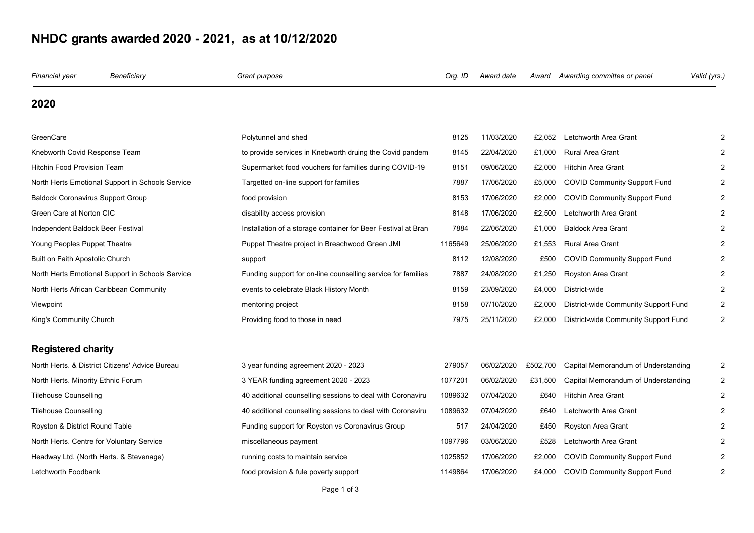# NHDC grants awarded 2020 - 2021, as at 10/12/2020

| *Financial year* | *Beneficiary* | *Grant purpose* | *Org. ID* | *Award date* | *Award* | *Awarding committee or panel* | *Valid (yrs.)* |
|---|---|---|---|---|---|---|---|
| **2020** | | | | | | | |
| | GreenCare | Polytunnel and shed | 8125 | 11/03/2020 | £2,052 | Letchworth Area Grant | 2 |
| | Knebworth Covid Response Team | to provide services in Knebworth druing the Covid pandem | 8145 | 22/04/2020 | £1,000 | Rural Area Grant | 2 |
| | Hitchin Food Provision Team | Supermarket food vouchers for families during COVID-19 | 8151 | 09/06/2020 | £2,000 | Hitchin Area Grant | 2 |
| | North Herts Emotional Support in Schools Service | Targetted on-line support for families | 7887 | 17/06/2020 | £5,000 | COVID Community Support Fund | 2 |
| | Baldock Coronavirus Support Group | food provision | 8153 | 17/06/2020 | £2,000 | COVID Community Support Fund | 2 |
| | Green Care at Norton CIC | disability access provision | 8148 | 17/06/2020 | £2,500 | Letchworth Area Grant | 2 |
| | Independent Baldock Beer Festival | Installation of a storage container for Beer Festival at Bran | 7884 | 22/06/2020 | £1,000 | Baldock Area Grant | 2 |
| | Young Peoples Puppet Theatre | Puppet Theatre project in Breachwood Green JMI | 1165649 | 25/06/2020 | £1,553 | Rural Area Grant | 2 |
| | Built on Faith Apostolic Church | support | 8112 | 12/08/2020 | £500 | COVID Community Support Fund | 2 |
| | North Herts Emotional Support in Schools Service | Funding support for on-line counselling service for families | 7887 | 24/08/2020 | £1,250 | Royston Area Grant | 2 |
| | North Herts African Caribbean Community | events to celebrate Black History Month | 8159 | 23/09/2020 | £4,000 | District-wide | 2 |
| | Viewpoint | mentoring project | 8158 | 07/10/2020 | £2,000 | District-wide Community Support Fund | 2 |
| | King's Community Church | Providing food to those in need | 7975 | 25/11/2020 | £2,000 | District-wide Community Support Fund | 2 |
| **Registered charity** | | | | | | | |
| | North Herts. & District Citizens' Advice Bureau | 3 year funding agreement 2020 - 2023 | 279057 | 06/02/2020 | £502,700 | Capital Memorandum of Understanding | 2 |
| | North Herts. Minority Ethnic Forum | 3 YEAR funding agreement 2020 - 2023 | 1077201 | 06/02/2020 | £31,500 | Capital Memorandum of Understanding | 2 |
| | Tilehouse Counselling | 40 additional counselling sessions to deal with Coronaviru | 1089632 | 07/04/2020 | £640 | Hitchin Area Grant | 2 |
| | Tilehouse Counselling | 40 additional counselling sessions to deal with Coronaviru | 1089632 | 07/04/2020 | £640 | Letchworth Area Grant | 2 |
| | Royston & District Round Table | Funding support for Royston vs Coronavirus Group | 517 | 24/04/2020 | £450 | Royston Area Grant | 2 |
| | North Herts. Centre for Voluntary Service | miscellaneous payment | 1097796 | 03/06/2020 | £528 | Letchworth Area Grant | 2 |
| | Headway Ltd. (North Herts. & Stevenage) | running costs to maintain service | 1025852 | 17/06/2020 | £2,000 | COVID Community Support Fund | 2 |
| | Letchworth Foodbank | food provision & fule poverty support | 1149864 | 17/06/2020 | £4,000 | COVID Community Support Fund | 2 |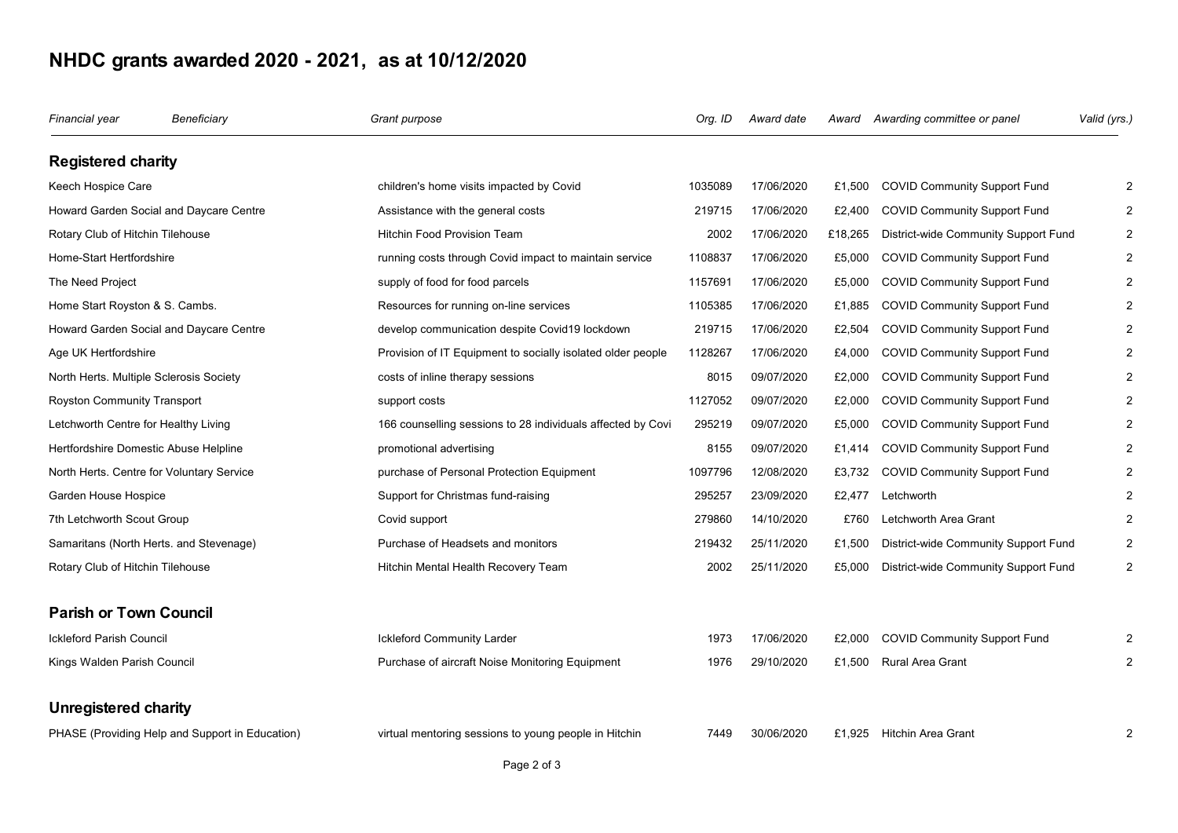# NHDC grants awarded 2020 - 2021, as at 10/12/2020

| Financial year | Beneficiary | Grant purpose | Org. ID | Award date | Award | Awarding committee or panel | Valid (yrs.) |
|---|---|---|---|---|---|---|---|
| **Registered charity** | | | | | | | |
| Keech Hospice Care | | children's home visits impacted by Covid | 1035089 | 17/06/2020 | £1,500 | COVID Community Support Fund | 2 |
| Howard Garden Social and Daycare Centre | | Assistance with the general costs | 219715 | 17/06/2020 | £2,400 | COVID Community Support Fund | 2 |
| Rotary Club of Hitchin Tilehouse | | Hitchin Food Provision Team | 2002 | 17/06/2020 | £18,265 | District-wide Community Support Fund | 2 |
| Home-Start Hertfordshire | | running costs through Covid impact to maintain service | 1108837 | 17/06/2020 | £5,000 | COVID Community Support Fund | 2 |
| The Need Project | | supply of food for food parcels | 1157691 | 17/06/2020 | £5,000 | COVID Community Support Fund | 2 |
| Home Start Royston & S. Cambs. | | Resources for running on-line services | 1105385 | 17/06/2020 | £1,885 | COVID Community Support Fund | 2 |
| Howard Garden Social and Daycare Centre | | develop communication despite Covid19 lockdown | 219715 | 17/06/2020 | £2,504 | COVID Community Support Fund | 2 |
| Age UK Hertfordshire | | Provision of IT Equipment to socially isolated older people | 1128267 | 17/06/2020 | £4,000 | COVID Community Support Fund | 2 |
| North Herts. Multiple Sclerosis Society | | costs of inline therapy sessions | 8015 | 09/07/2020 | £2,000 | COVID Community Support Fund | 2 |
| Royston Community Transport | | support costs | 1127052 | 09/07/2020 | £2,000 | COVID Community Support Fund | 2 |
| Letchworth Centre for Healthy Living | | 166 counselling sessions to 28 individuals affected by Covi | 295219 | 09/07/2020 | £5,000 | COVID Community Support Fund | 2 |
| Hertfordshire Domestic Abuse Helpline | | promotional advertising | 8155 | 09/07/2020 | £1,414 | COVID Community Support Fund | 2 |
| North Herts. Centre for Voluntary Service | | purchase of Personal Protection Equipment | 1097796 | 12/08/2020 | £3,732 | COVID Community Support Fund | 2 |
| Garden House Hospice | | Support for Christmas fund-raising | 295257 | 23/09/2020 | £2,477 | Letchworth | 2 |
| 7th Letchworth Scout Group | | Covid support | 279860 | 14/10/2020 | £760 | Letchworth Area Grant | 2 |
| Samaritans (North Herts. and Stevenage) | | Purchase of Headsets and monitors | 219432 | 25/11/2020 | £1,500 | District-wide Community Support Fund | 2 |
| Rotary Club of Hitchin Tilehouse | | Hitchin Mental Health Recovery Team | 2002 | 25/11/2020 | £5,000 | District-wide Community Support Fund | 2 |
| **Parish or Town Council** | | | | | | | |
| Ickleford Parish Council | | Ickleford Community Larder | 1973 | 17/06/2020 | £2,000 | COVID Community Support Fund | 2 |
| Kings Walden Parish Council | | Purchase of aircraft Noise Monitoring Equipment | 1976 | 29/10/2020 | £1,500 | Rural Area Grant | 2 |
| **Unregistered charity** | | | | | | | |
| PHASE (Providing Help and Support in Education) | | virtual mentoring sessions to young people in Hitchin | 7449 | 30/06/2020 | £1,925 | Hitchin Area Grant | 2 |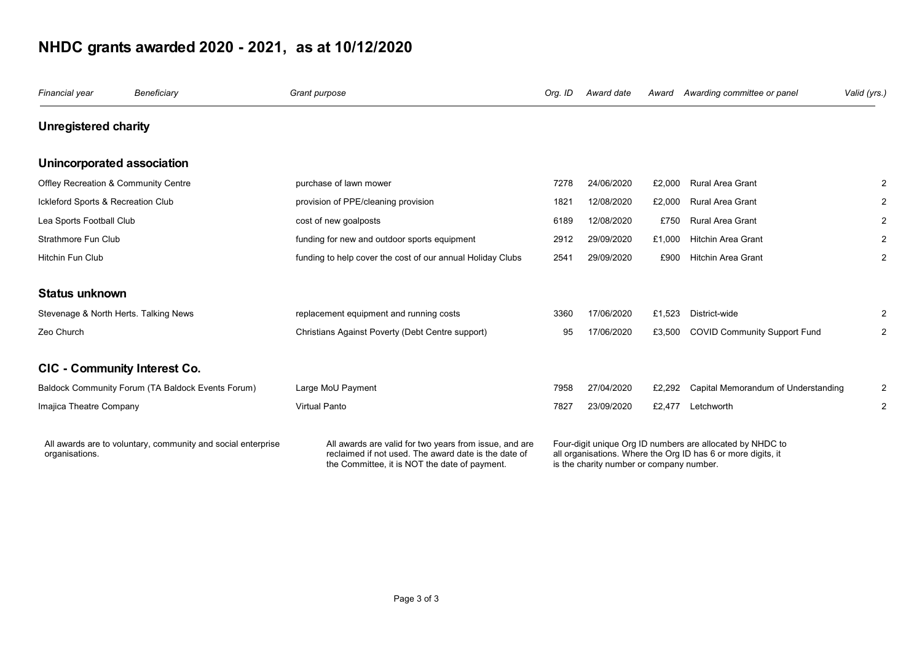# NHDC grants awarded 2020 - 2021, as at 10/12/2020

| *Financial year* | *Beneficiary* | *Grant purpose* | *Org. ID* | *Award date* | *Award* | *Awarding committee or panel* | *Valid (yrs.)* |
|---|---|---|---|---|---|---|---|
| **Unregistered charity** | | | | | | | |
| **Unincorporated association** | | | | | | | |
| Offley Recreation & Community Centre | | purchase of lawn mower | 7278 | 24/06/2020 | £2,000 | Rural Area Grant | 2 |
| Ickleford Sports & Recreation Club | | provision of PPE/cleaning provision | 1821 | 12/08/2020 | £2,000 | Rural Area Grant | 2 |
| Lea Sports Football Club | | cost of new goalposts | 6189 | 12/08/2020 | £750 | Rural Area Grant | 2 |
| Strathmore Fun Club | | funding for new and outdoor sports equipment | 2912 | 29/09/2020 | £1,000 | Hitchin Area Grant | 2 |
| Hitchin Fun Club | | funding to help cover the cost of our annual Holiday Clubs | 2541 | 29/09/2020 | £900 | Hitchin Area Grant | 2 |
| **Status unknown** | | | | | | | |
| Stevenage & North Herts. Talking News | | replacement equipment and running costs | 3360 | 17/06/2020 | £1,523 | District-wide | 2 |
| Zeo Church | | Christians Against Poverty (Debt Centre support) | 95 | 17/06/2020 | £3,500 | COVID Community Support Fund | 2 |
| **CIC - Community Interest Co.** | | | | | | | |
| Baldock Community Forum (TA Baldock Events Forum) | | Large MoU Payment | 7958 | 27/04/2020 | £2,292 | Capital Memorandum of Understanding | 2 |
| Imajica Theatre Company | | Virtual Panto | 7827 | 23/09/2020 | £2,477 | Letchworth | 2 |

All awards are to voluntary, community and social enterprise organisations.

All awards are valid for two years from issue, and are reclaimed if not used. The award date is the date of the Committee, it is NOT the date of payment.

Four-digit unique Org ID numbers are allocated by NHDC to all organisations. Where the Org ID has 6 or more digits, it is the charity number or company number.